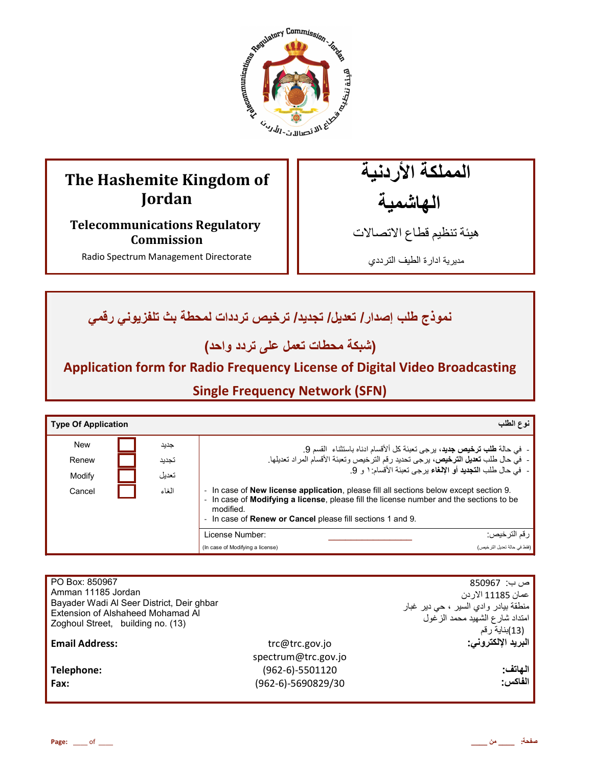| The Hashemite Kingdom of Jordan | المملكة الأردنية الهاشمية |
|---|---|
| **Telecommunications Regulatory Commission** | هيئة تنظيم قطاع الاتصالات |
| Radio Spectrum Management Directorate | مديرية ادارة الطيف الترددي |

## نموذج طلب إصدار/ تعديل/ تجديد/ ترخيص ترددات لمحطة بث تلفزيوني رقمي

## (شبكة محطات تعمل على تردد واحد)

## Application form for Radio Frequency License of Digital Video Broadcasting Single Frequency Network (SFN)

| **Type Of Application** | | | **نوع الطلب** |
|---|---|---|---|
| New ☐ جديد<br>Renew ☐ تجديد<br>Modify ☐ تعديل<br>Cancel ☐ الغاء | | | - في حالة **طلب ترخيص جديد**، يرجى تعبئة كل ألأقسام ادناه باستثناء القسم 9.<br>- في حال طلب **تعديل الترخيص**، يرجى تحديد رقم الترخيص وتعبئة الأقسام المراد تعديلها.<br>- في حال طلب **التجديد أو الإلغاء** يرجى تعبئة الأقسام:١ و 9.<br><br>- In case of **New license application**, please fill all sections below except section 9.<br>- In case of **Modifying a license**, please fill the license number and the sections to be modified.<br>- In case of **Renew or Cancel** please fill sections 1 and 9. |
| | License Number:<br>(In case of Modifying a license) | ___________________ | رقم الترخيص:<br>(فقط في حالة تعديل الترخيص) |

| | | |
|---|---|---|
| PO Box: 850967<br>Amman 11185 Jordan<br>Bayader Wadi Al Seer District, Deir ghbar<br>Extension of Alshaheed Mohamad Al Zoghoul Street, building no. (13) | | ص ب: 850967<br>عمان 11185 الاردن<br>منطقة بيادر وادي السير ، حي دير غبار<br>امتداد شارع الشهيد محمد الزغول<br>(13)بناية رقم |
| **Email Address:** | trc@trc.gov.jo<br>spectrum@trc.gov.jo | **البريد الإلكتروني:** |
| **Telephone:** | (962-6)-5501120 | **الهاتف:** |
| **Fax:** | (962-6)-5690829/30 | **الفاكس:** |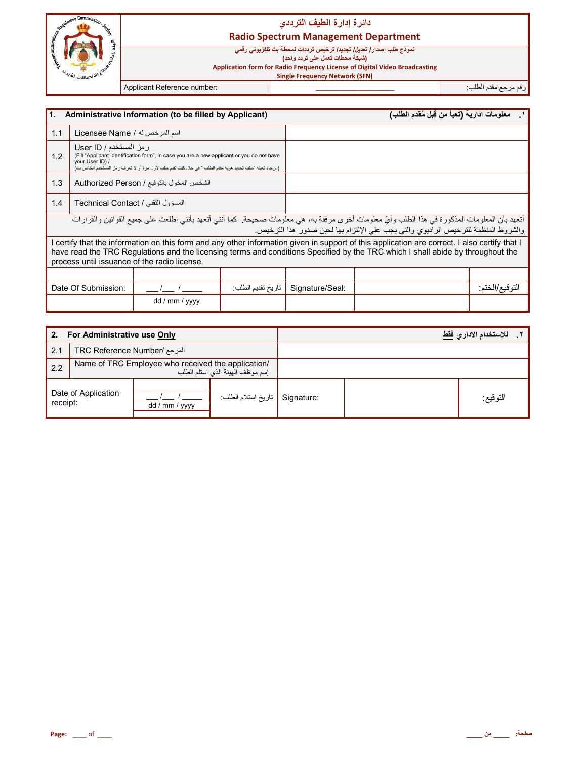# دائرة إدارة الطيف الترددي
# Radio Spectrum Management Department

نموذج طلب إصدار/ تعديل/ تجديد/ ترخيص ترددات لمحطة بث تلفزيوني رقمي
(شبكة محطات تعمل على تردد واحد)

**Application form for Radio Frequency License of Digital Video Broadcasting Single Frequency Network (SFN)**

| Applicant Reference number: | ____________________ | رقم مرجع مقدم الطلب: |
|---|---|---|

| 1. Administrative Information (to be filled by Applicant) | ١. معلومات ادارية (تعبأ من قِبل مُقدم الطلب) |
|---|---|

| | | |
|---|---|---|
| 1.1 | Licensee Name / اسم المرخص له | |
| 1.2 | User ID / رمز المستخدم<br>(Fill "Applicant Identification form", in case you are a new applicant or you do not have your User ID) /<br>(الرجاء تعبئة "طلب تحديد هوية مقدم الطلب " في حال كنت تقدم طلب لأول مرة أو لا تعرف رمز المستخدم الخاص بك) | |
| 1.3 | Authorized Person / الشخص المخول بالتوقيع | |
| 1.4 | Technical Contact / المسؤول التقني | |

أتعهد بأن المعلومات المذكورة في هذا الطلب وأيّ معلومات أخرى مرفقة به، هي معلومات صحيحة. كما أنني أتعهد بأنني اطلعت على جميع القوانين والقرارات والشروط المنظمة للترخيص الراديوي والتي يجب علي الإلتزام بها لحين صدور هذا الترخيص.

I certify that the information on this form and any other information given in support of this application are correct. I also certify that I have read the TRC Regulations and the licensing terms and conditions Specified by the TRC which I shall abide by throughout the process until issuance of the radio license.

| Date Of Submission: | ___/___ / _____<br>dd / mm / yyyy | تاريخ تقديم الطلب: | Signature/Seal: | | التوقيع/الختم: |
|---|---|---|---|---|---|

| 2. For Administrative use **Only** | ٢. للاستخدام الاداري **فقط** |
|---|---|
| 2.1 TRC Reference Number/ المرجع | |
| 2.2 Name of TRC Employee who received the application/ إسم موظف الهيئة الذي استلم الطلب | |

| Date of Application receipt: | ___/___ / _____<br>dd / mm / yyyy | تاريخ استلام الطلب: | Signature: | | التوقيع: |
|---|---|---|---|---|---|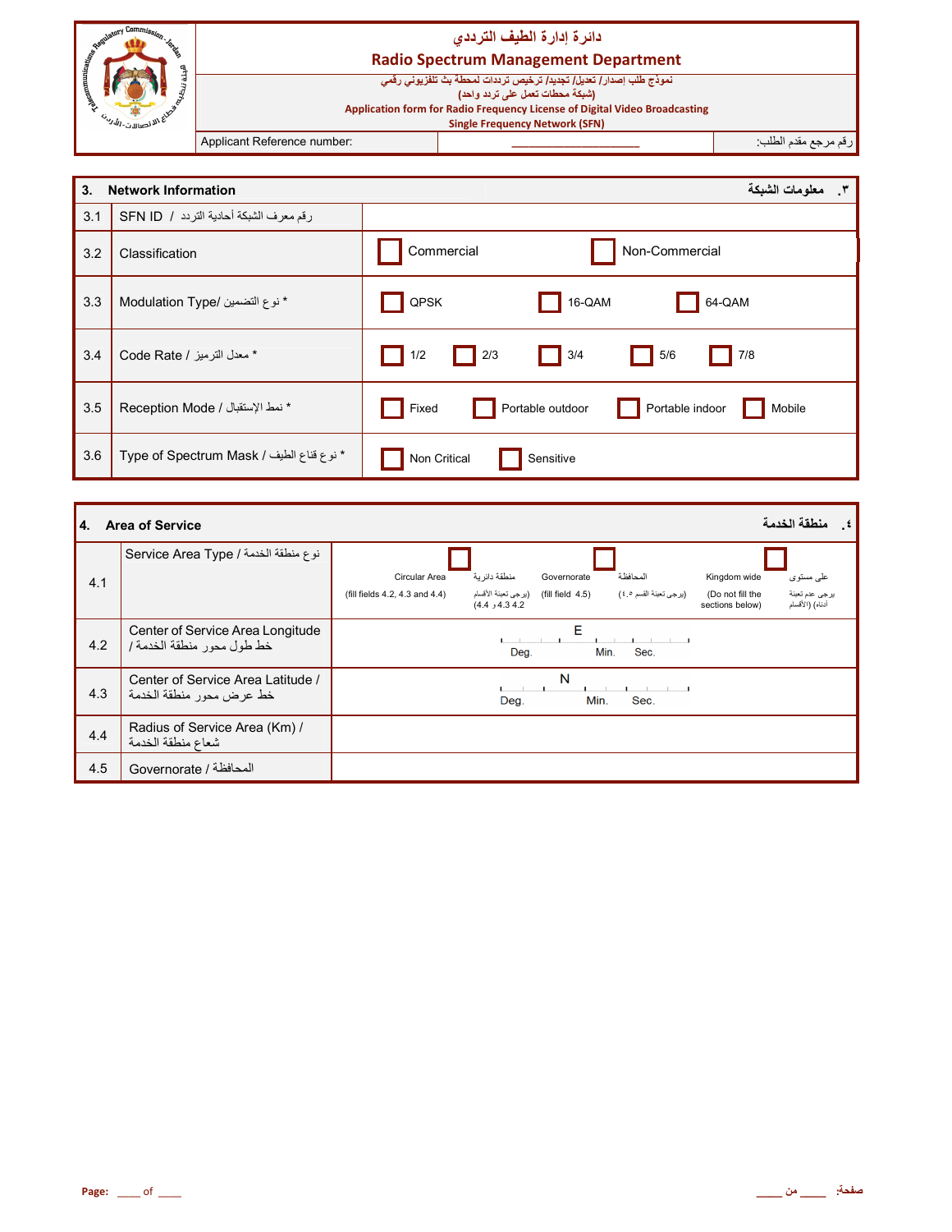# دائرة إدارة الطيف الترددي
## Radio Spectrum Management Department

نموذج طلب إصدار/ تعديل/ تجديد/ ترخيص ترددات لمحطة بث تلفزيوني رقمي
(شبكة محطات تعمل على تردد واحد)
**Application form for Radio Frequency License of Digital Video Broadcasting Single Frequency Network (SFN)**

| Applicant Reference number: | ____________________ | رقم مرجع مقدم الطلب: |
|---|---|---|

| **3. Network Information** | | **٣. معلومات الشبكة** |
|---|---|---|
| 3.1 | SFN ID / رقم معرف الشبكة أحادية التردد | |
| 3.2 | Classification | ☐ Commercial ☐ Non-Commercial |
| 3.3 | Modulation Type/ نوع التضمين * | ☐ QPSK ☐ 16-QAM ☐ 64-QAM |
| 3.4 | Code Rate / معدل الترميز * | ☐ 1/2 ☐ 2/3 ☐ 3/4 ☐ 5/6 ☐ 7/8 |
| 3.5 | Reception Mode / نمط الإستقبال * | ☐ Fixed ☐ Portable outdoor ☐ Portable indoor ☐ Mobile |
| 3.6 | Type of Spectrum Mask / نوع قناع الطيف * | ☐ Non Critical ☐ Sensitive |

| **4. Area of Service** | | **٤. منطقة الخدمة** |
|---|---|---|
| 4.1 | Service Area Type / نوع منطقة الخدمة | ☐ Circular Area منطقة دائرية (fill fields 4.2, 4.3 and 4.4) (يرجى تعبئة الأقسام 4.2، 4.3 و 4.4) ☐ Governorate المحافظة (fill field 4.5) (يرجى تعبئة القسم ٤.٥) ☐ Kingdom wide على مستوى (Do not fill the sections below) يرجى عدم تعبئة الأقسام (أدناه) |
| 4.2 | Center of Service Area Longitude / خط طول محور منطقة الخدمة | E ___ Deg. ___ Min. ___ Sec. |
| 4.3 | Center of Service Area Latitude / خط عرض محور منطقة الخدمة | N ___ Deg. ___ Min. ___ Sec. |
| 4.4 | Radius of Service Area (Km) / شعاع منطقة الخدمة | |
| 4.5 | Governorate / المحافظة | |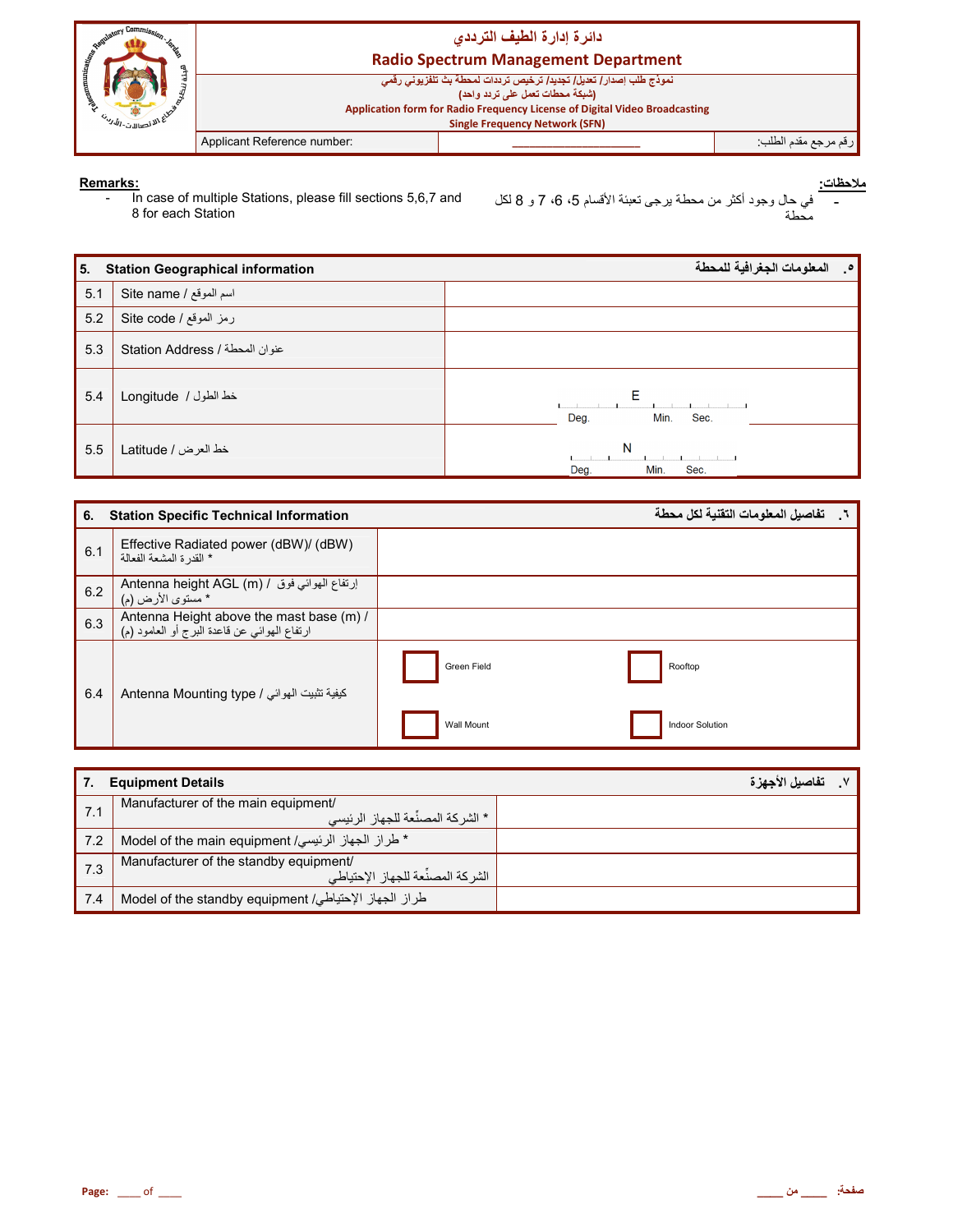# دائرة إدارة الطيف الترددي
# Radio Spectrum Management Department

نموذج طلب إصدار/ تعديل/ تجديد/ ترخيص ترددات لمحطة بث تلفزيوني رقمي
(شبكة محطات تعمل على تردد واحد)

**Application form for Radio Frequency License of Digital Video Broadcasting Single Frequency Network (SFN)**

| Applicant Reference number: | ____________________ | رقم مرجع مقدم الطلب: |
|---|---|---|

**Remarks:**
- In case of multiple Stations, please fill sections 5,6,7 and 8 for each Station

**ملاحظات:**
- في حال وجود أكثر من محطة يرجى تعبئة الأقسام 5، 6، 7 و 8 لكل محطة

| 5. | Station Geographical information | المعلومات الجغرافية للمحطة .٥ |
|---|---|---|
| 5.1 | Site name / اسم الموقع | |
| 5.2 | Site code / رمز الموقع | |
| 5.3 | Station Address / عنوان المحطة | |
| 5.4 | Longitude / خط الطول | E: ___ Deg. ___ Min. ___ Sec. |
| 5.5 | Latitude / خط العرض | N: ___ Deg. ___ Min. ___ Sec. |

| 6. | Station Specific Technical Information | تفاصيل المعلومات التقنية لكل محطة .٦ |
|---|---|---|
| 6.1 | Effective Radiated power (dBW)/ (dBW) القدرة المشعة الفعالة * | |
| 6.2 | Antenna height AGL (m) / إرتفاع الهوائي فوق مستوى الأرض (م) * | |
| 6.3 | Antenna Height above the mast base (m) / ارتفاع الهوائي عن قاعدة البرج أو العامود (م) | |
| 6.4 | Antenna Mounting type / كيفية تثبيت الهوائي | ☐ Green Field ☐ Rooftop ☐ Wall Mount ☐ Indoor Solution |

| 7. | Equipment Details | تفاصيل الأجهزة .٧ |
|---|---|---|
| 7.1 | Manufacturer of the main equipment/ الشركة المصنّعة للجهاز الرئيسي * | |
| 7.2 | Model of the main equipment / طراز الجهاز الرئيسي * | |
| 7.3 | Manufacturer of the standby equipment/ الشركة المصنّعة للجهاز الإحتياطي | |
| 7.4 | Model of the standby equipment / طراز الجهاز الإحتياطي | |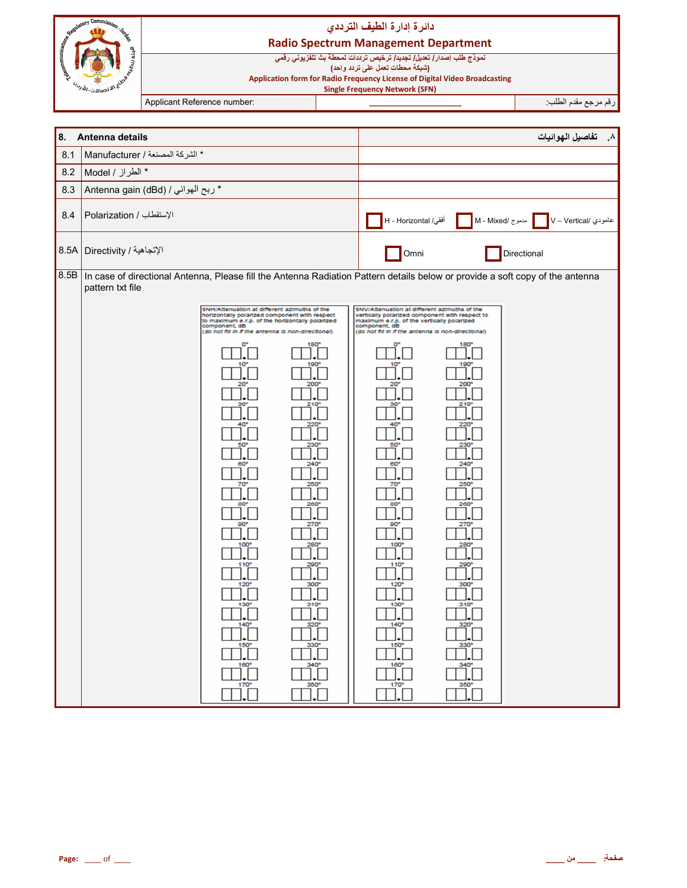# دائرة إدارة الطيف الترددي

## Radio Spectrum Management Department

نموذج طلب إصدار/ تعديل/ تجديد/ ترخيص ترددات لمحطة بث تلفزيوني رقمي
(شبكة محطات تعمل على تردد واحد)

**Application form for Radio Frequency License of Digital Video Broadcasting Single Frequency Network (SFN)**

| Applicant Reference number: | ____________________ | رقم مرجع مقدم الطلب: |
|---|---|---|

| 8. **Antenna details** | | ٨. **تفاصيل الهوائيات** |
|---|---|---|
| 8.1 | Manufacturer / الشركة المصنعة * | |
| 8.2 | Model / الطراز * | |
| 8.3 | Antenna gain (dBd) / ربح الهوائي * | |
| 8.4 | Polarization / الإستقطاب | ☐ H - Horizontal /أفقي ☐ M - Mixed/ ممزوج ☐ V – Vertical/ عامودي |
| 8.5A | Directivity / الإتجاهية | ☐ Omni ☐ Directional |
| 8.5B | In case of directional Antenna, Please fill the Antenna Radiation Pattern details below or provide a soft copy of the antenna pattern txt file | |

9NH/Attenuation at different azimuths of the horizontally polarized component with respect to maximum e.r.p. of the horizontally polarized component, dB
*(do not fill in if the antenna is non-directional)*

| Azimuth | dB | Azimuth | dB |
|---|---|---|---|
| 0° | ☐☐.☐ | 180° | ☐☐.☐ |
| 10° | ☐☐.☐ | 190° | ☐☐.☐ |
| 20° | ☐☐.☐ | 200° | ☐☐.☐ |
| 30° | ☐☐.☐ | 210° | ☐☐.☐ |
| 40° | ☐☐.☐ | 220° | ☐☐.☐ |
| 50° | ☐☐.☐ | 230° | ☐☐.☐ |
| 60° | ☐☐.☐ | 240° | ☐☐.☐ |
| 70° | ☐☐.☐ | 250° | ☐☐.☐ |
| 80° | ☐☐.☐ | 260° | ☐☐.☐ |
| 90° | ☐☐.☐ | 270° | ☐☐.☐ |
| 100° | ☐☐.☐ | 280° | ☐☐.☐ |
| 110° | ☐☐.☐ | 290° | ☐☐.☐ |
| 120° | ☐☐.☐ | 300° | ☐☐.☐ |
| 130° | ☐☐.☐ | 310° | ☐☐.☐ |
| 140° | ☐☐.☐ | 320° | ☐☐.☐ |
| 150° | ☐☐.☐ | 330° | ☐☐.☐ |
| 160° | ☐☐.☐ | 340° | ☐☐.☐ |
| 170° | ☐☐.☐ | 350° | ☐☐.☐ |

9NV/Attenuation at different azimuths of the vertically polarized component with respect to maximum e.r.p. of the vertically polarized component, dB
*(do not fill in if the antenna is non-directional)*

| Azimuth | dB | Azimuth | dB |
|---|---|---|---|
| 0° | ☐☐.☐ | 180° | ☐☐.☐ |
| 10° | ☐☐.☐ | 190° | ☐☐.☐ |
| 20° | ☐☐.☐ | 200° | ☐☐.☐ |
| 30° | ☐☐.☐ | 210° | ☐☐.☐ |
| 40° | ☐☐.☐ | 220° | ☐☐.☐ |
| 50° | ☐☐.☐ | 230° | ☐☐.☐ |
| 60° | ☐☐.☐ | 240° | ☐☐.☐ |
| 70° | ☐☐.☐ | 250° | ☐☐.☐ |
| 80° | ☐☐.☐ | 260° | ☐☐.☐ |
| 90° | ☐☐.☐ | 270° | ☐☐.☐ |
| 100° | ☐☐.☐ | 280° | ☐☐.☐ |
| 110° | ☐☐.☐ | 290° | ☐☐.☐ |
| 120° | ☐☐.☐ | 300° | ☐☐.☐ |
| 130° | ☐☐.☐ | 310° | ☐☐.☐ |
| 140° | ☐☐.☐ | 320° | ☐☐.☐ |
| 150° | ☐☐.☐ | 330° | ☐☐.☐ |
| 160° | ☐☐.☐ | 340° | ☐☐.☐ |
| 170° | ☐☐.☐ | 350° | ☐☐.☐ |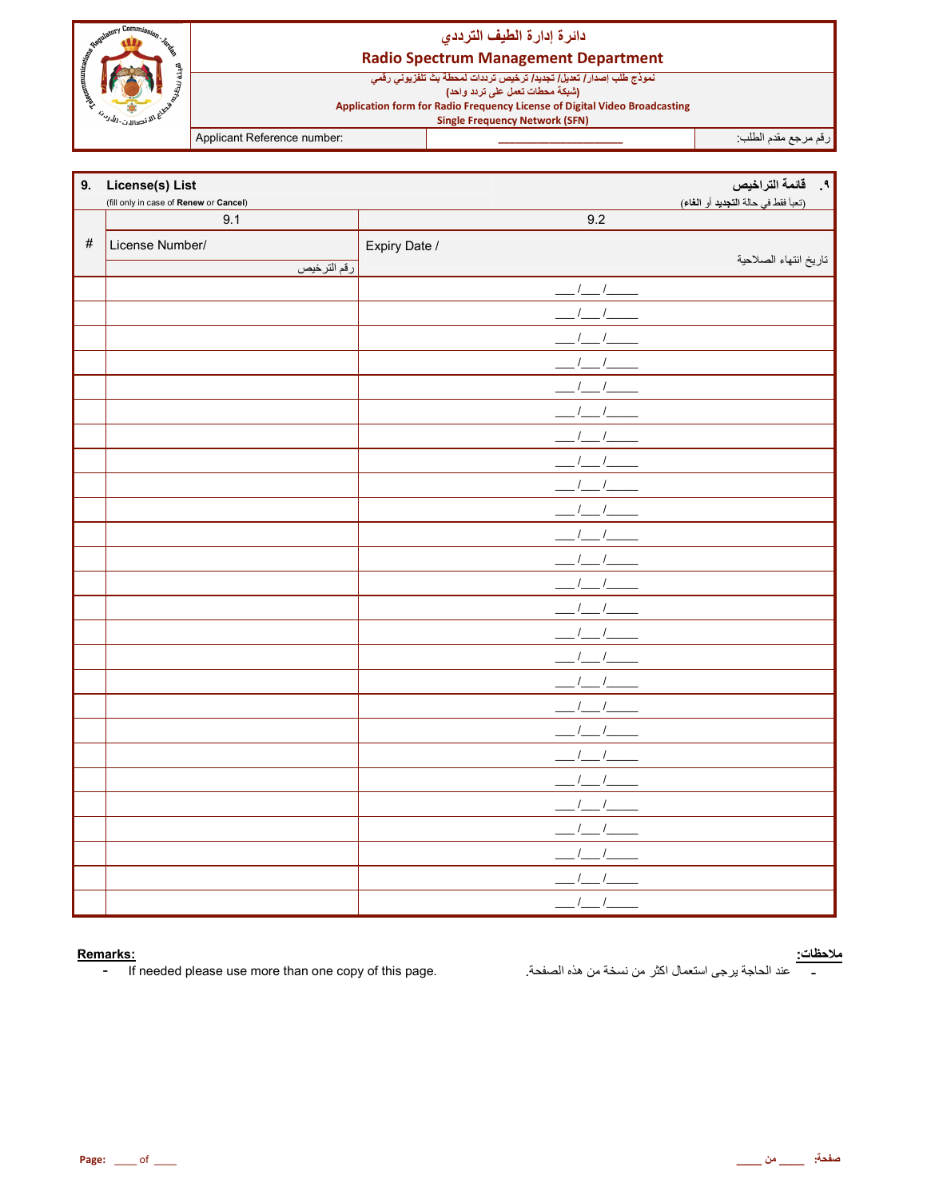# دائرة إدارة الطيف الترددي
# Radio Spectrum Management Department

نموذج طلب إصدار/ تعديل/ تجديد/ ترخيص ترددات لمحطة بث تلفزيوني رقمي
(شبكة محطات تعمل على تردد واحد)

**Application form for Radio Frequency License of Digital Video Broadcasting Single Frequency Network (SFN)**

| Applicant Reference number: | ___________________ | رقم مرجع مقدم الطلب: |
|---|---|---|

## 9. License(s) List — ٩. قائمة التراخيص

(fill only in case of **Renew** or **Cancel**) — (تعبأ فقط في حالة **التجديد** أو **الغاء**)

| # | 9.1 License Number/ رقم الترخيص | 9.2 Expiry Date / تاريخ انتهاء الصلاحية |
|---|---|---|
| | | ___/___/_____ |
| | | ___/___/_____ |
| | | ___/___/_____ |
| | | ___/___/_____ |
| | | ___/___/_____ |
| | | ___/___/_____ |
| | | ___/___/_____ |
| | | ___/___/_____ |
| | | ___/___/_____ |
| | | ___/___/_____ |
| | | ___/___/_____ |
| | | ___/___/_____ |
| | | ___/___/_____ |
| | | ___/___/_____ |
| | | ___/___/_____ |
| | | ___/___/_____ |
| | | ___/___/_____ |
| | | ___/___/_____ |
| | | ___/___/_____ |
| | | ___/___/_____ |
| | | ___/___/_____ |
| | | ___/___/_____ |
| | | ___/___/_____ |
| | | ___/___/_____ |
| | | ___/___/_____ |
| | | ___/___/_____ |

**Remarks:**
- If needed please use more than one copy of this page.

**ملاحظات:**
- عند الحاجة يرجى استعمال اكثر من نسخة من هذه الصفحة.

**Page:** ____ of ____ — **صفحة:** _____ من _____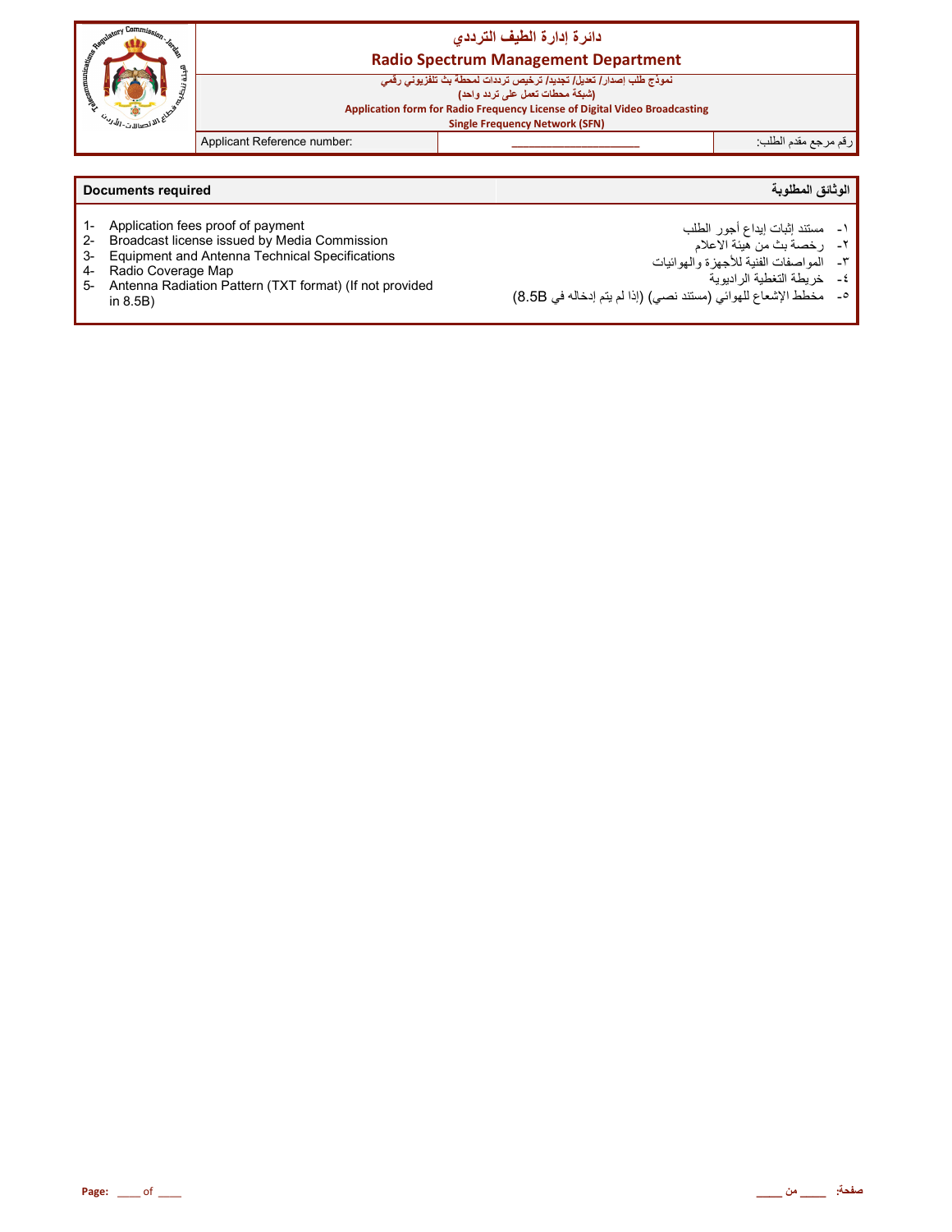# دائرة إدارة الطيف الترددي

## Radio Spectrum Management Department

نموذج طلب إصدار/ تعديل/ تجديد/ ترخيص ترددات لمحطة بث تلفزيوني رقمي
(شبكة محطات تعمل على تردد واحد)

Application form for Radio Frequency License of Digital Video Broadcasting
Single Frequency Network (SFN)

| Applicant Reference number: | ____________________ | رقم مرجع مقدم الطلب: |
|---|---|---|

| Documents required | الوثائق المطلوبة |
|---|---|
| 1- Application fees proof of payment<br>2- Broadcast license issued by Media Commission<br>3- Equipment and Antenna Technical Specifications<br>4- Radio Coverage Map<br>5- Antenna Radiation Pattern (TXT format) (If not provided in 8.5B) | ١- مستند إثبات إيداع أجور الطلب<br>٢- رخصة بث من هيئة الاعلام<br>٣- المواصفات الفنية للأجهزة والهوائيات<br>٤- خريطة التغطية الراديوية<br>٥- مخطط الإشعاع للهوائي (مستند نصي) (إذا لم يتم إدخاله في 8.5B) |